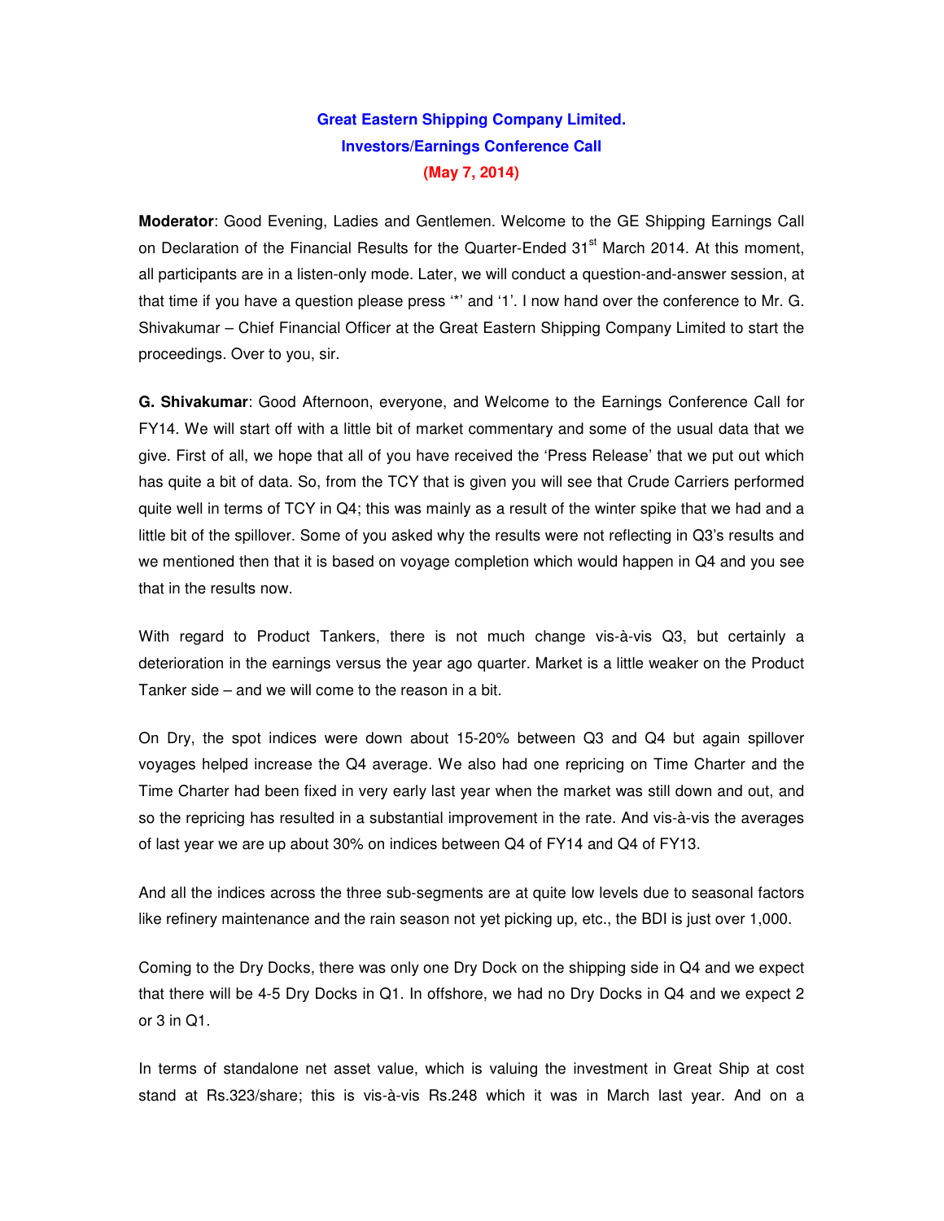# Great Eastern Shipping Company Limited.
## Investors/Earnings Conference Call
### (May 7, 2014)

**Moderator**: Good Evening, Ladies and Gentlemen. Welcome to the GE Shipping Earnings Call on Declaration of the Financial Results for the Quarter-Ended 31st March 2014. At this moment, all participants are in a listen-only mode. Later, we will conduct a question-and-answer session, at that time if you have a question please press '*' and '1'. I now hand over the conference to Mr. G. Shivakumar – Chief Financial Officer at the Great Eastern Shipping Company Limited to start the proceedings. Over to you, sir.

**G. Shivakumar**: Good Afternoon, everyone, and Welcome to the Earnings Conference Call for FY14. We will start off with a little bit of market commentary and some of the usual data that we give. First of all, we hope that all of you have received the 'Press Release' that we put out which has quite a bit of data. So, from the TCY that is given you will see that Crude Carriers performed quite well in terms of TCY in Q4; this was mainly as a result of the winter spike that we had and a little bit of the spillover. Some of you asked why the results were not reflecting in Q3's results and we mentioned then that it is based on voyage completion which would happen in Q4 and you see that in the results now.

With regard to Product Tankers, there is not much change vis-à-vis Q3, but certainly a deterioration in the earnings versus the year ago quarter. Market is a little weaker on the Product Tanker side – and we will come to the reason in a bit.

On Dry, the spot indices were down about 15-20% between Q3 and Q4 but again spillover voyages helped increase the Q4 average. We also had one repricing on Time Charter and the Time Charter had been fixed in very early last year when the market was still down and out, and so the repricing has resulted in a substantial improvement in the rate. And vis-à-vis the averages of last year we are up about 30% on indices between Q4 of FY14 and Q4 of FY13.

And all the indices across the three sub-segments are at quite low levels due to seasonal factors like refinery maintenance and the rain season not yet picking up, etc., the BDI is just over 1,000.

Coming to the Dry Docks, there was only one Dry Dock on the shipping side in Q4 and we expect that there will be 4-5 Dry Docks in Q1. In offshore, we had no Dry Docks in Q4 and we expect 2 or 3 in Q1.

In terms of standalone net asset value, which is valuing the investment in Great Ship at cost stand at Rs.323/share; this is vis-à-vis Rs.248 which it was in March last year. And on a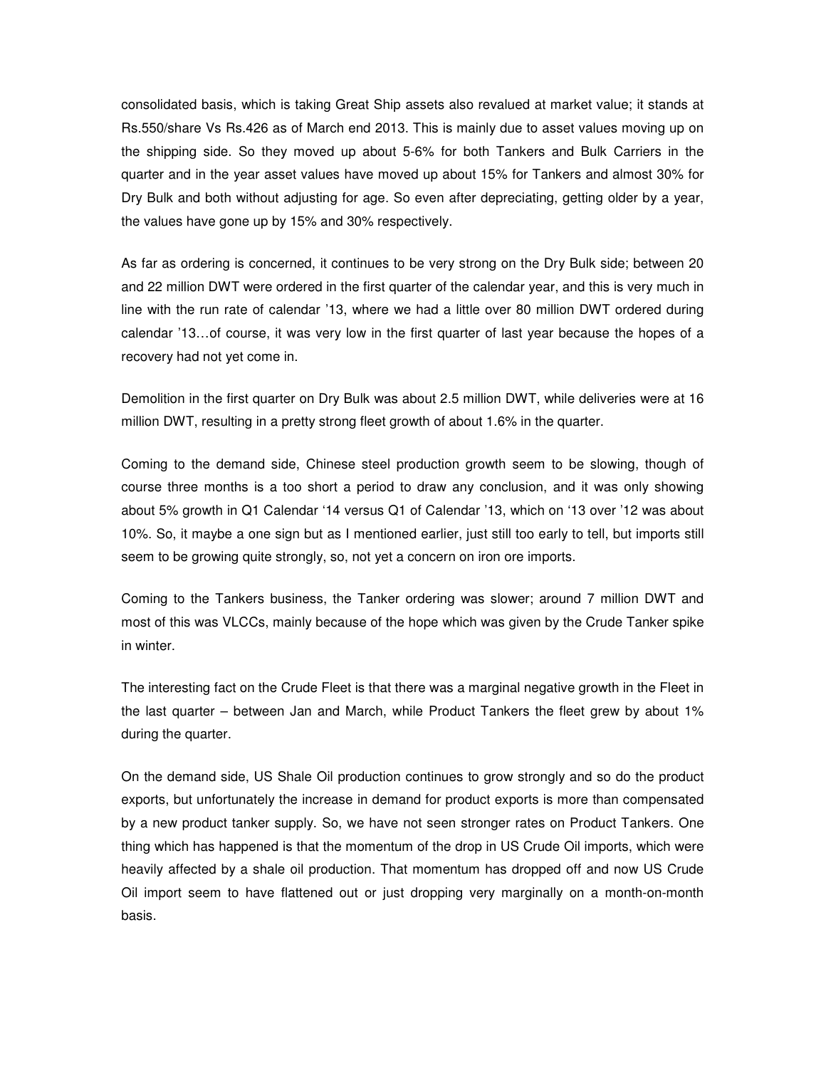consolidated basis, which is taking Great Ship assets also revalued at market value; it stands at Rs.550/share Vs Rs.426 as of March end 2013. This is mainly due to asset values moving up on the shipping side. So they moved up about 5-6% for both Tankers and Bulk Carriers in the quarter and in the year asset values have moved up about 15% for Tankers and almost 30% for Dry Bulk and both without adjusting for age. So even after depreciating, getting older by a year, the values have gone up by 15% and 30% respectively.

As far as ordering is concerned, it continues to be very strong on the Dry Bulk side; between 20 and 22 million DWT were ordered in the first quarter of the calendar year, and this is very much in line with the run rate of calendar '13, where we had a little over 80 million DWT ordered during calendar '13…of course, it was very low in the first quarter of last year because the hopes of a recovery had not yet come in.

Demolition in the first quarter on Dry Bulk was about 2.5 million DWT, while deliveries were at 16 million DWT, resulting in a pretty strong fleet growth of about 1.6% in the quarter.

Coming to the demand side, Chinese steel production growth seem to be slowing, though of course three months is a too short a period to draw any conclusion, and it was only showing about 5% growth in Q1 Calendar '14 versus Q1 of Calendar '13, which on '13 over '12 was about 10%. So, it maybe a one sign but as I mentioned earlier, just still too early to tell, but imports still seem to be growing quite strongly, so, not yet a concern on iron ore imports.

Coming to the Tankers business, the Tanker ordering was slower; around 7 million DWT and most of this was VLCCs, mainly because of the hope which was given by the Crude Tanker spike in winter.

The interesting fact on the Crude Fleet is that there was a marginal negative growth in the Fleet in the last quarter – between Jan and March, while Product Tankers the fleet grew by about 1% during the quarter.

On the demand side, US Shale Oil production continues to grow strongly and so do the product exports, but unfortunately the increase in demand for product exports is more than compensated by a new product tanker supply. So, we have not seen stronger rates on Product Tankers. One thing which has happened is that the momentum of the drop in US Crude Oil imports, which were heavily affected by a shale oil production. That momentum has dropped off and now US Crude Oil import seem to have flattened out or just dropping very marginally on a month-on-month basis.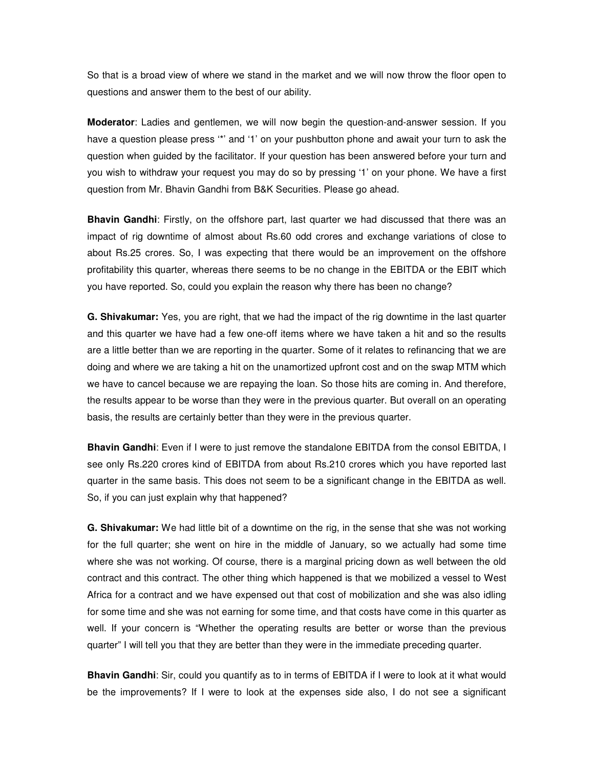So that is a broad view of where we stand in the market and we will now throw the floor open to questions and answer them to the best of our ability.

**Moderator**: Ladies and gentlemen, we will now begin the question-and-answer session. If you have a question please press '*' and '1' on your pushbutton phone and await your turn to ask the question when guided by the facilitator. If your question has been answered before your turn and you wish to withdraw your request you may do so by pressing '1' on your phone. We have a first question from Mr. Bhavin Gandhi from B&K Securities. Please go ahead.

**Bhavin Gandhi**: Firstly, on the offshore part, last quarter we had discussed that there was an impact of rig downtime of almost about Rs.60 odd crores and exchange variations of close to about Rs.25 crores. So, I was expecting that there would be an improvement on the offshore profitability this quarter, whereas there seems to be no change in the EBITDA or the EBIT which you have reported. So, could you explain the reason why there has been no change?

**G. Shivakumar:** Yes, you are right, that we had the impact of the rig downtime in the last quarter and this quarter we have had a few one-off items where we have taken a hit and so the results are a little better than we are reporting in the quarter. Some of it relates to refinancing that we are doing and where we are taking a hit on the unamortized upfront cost and on the swap MTM which we have to cancel because we are repaying the loan. So those hits are coming in. And therefore, the results appear to be worse than they were in the previous quarter. But overall on an operating basis, the results are certainly better than they were in the previous quarter.

**Bhavin Gandhi**: Even if I were to just remove the standalone EBITDA from the consol EBITDA, I see only Rs.220 crores kind of EBITDA from about Rs.210 crores which you have reported last quarter in the same basis. This does not seem to be a significant change in the EBITDA as well. So, if you can just explain why that happened?

**G. Shivakumar:** We had little bit of a downtime on the rig, in the sense that she was not working for the full quarter; she went on hire in the middle of January, so we actually had some time where she was not working. Of course, there is a marginal pricing down as well between the old contract and this contract. The other thing which happened is that we mobilized a vessel to West Africa for a contract and we have expensed out that cost of mobilization and she was also idling for some time and she was not earning for some time, and that costs have come in this quarter as well. If your concern is "Whether the operating results are better or worse than the previous quarter" I will tell you that they are better than they were in the immediate preceding quarter.

**Bhavin Gandhi**: Sir, could you quantify as to in terms of EBITDA if I were to look at it what would be the improvements? If I were to look at the expenses side also, I do not see a significant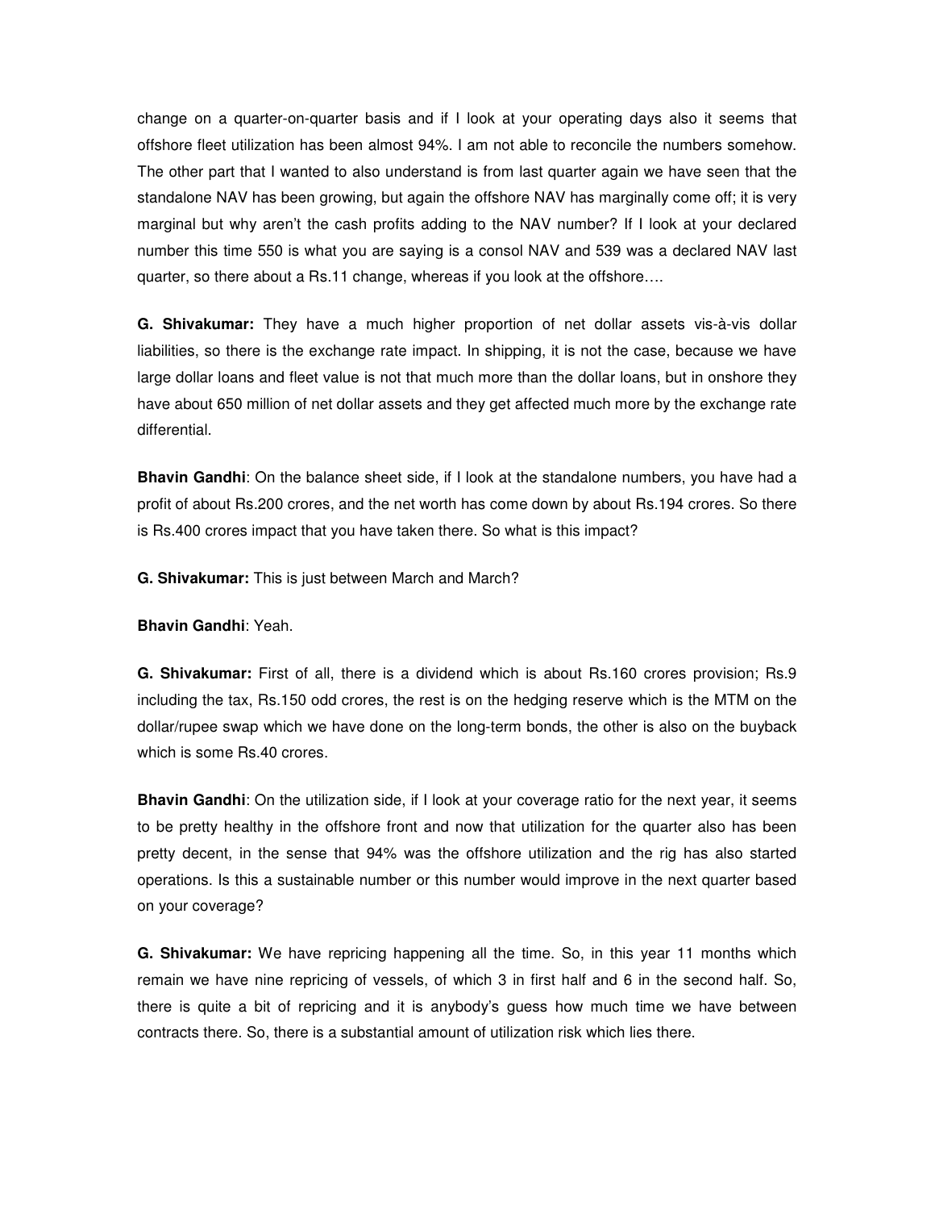change on a quarter-on-quarter basis and if I look at your operating days also it seems that offshore fleet utilization has been almost 94%. I am not able to reconcile the numbers somehow. The other part that I wanted to also understand is from last quarter again we have seen that the standalone NAV has been growing, but again the offshore NAV has marginally come off; it is very marginal but why aren't the cash profits adding to the NAV number? If I look at your declared number this time 550 is what you are saying is a consol NAV and 539 was a declared NAV last quarter, so there about a Rs.11 change, whereas if you look at the offshore….

**G. Shivakumar:** They have a much higher proportion of net dollar assets vis-à-vis dollar liabilities, so there is the exchange rate impact. In shipping, it is not the case, because we have large dollar loans and fleet value is not that much more than the dollar loans, but in onshore they have about 650 million of net dollar assets and they get affected much more by the exchange rate differential.

**Bhavin Gandhi**: On the balance sheet side, if I look at the standalone numbers, you have had a profit of about Rs.200 crores, and the net worth has come down by about Rs.194 crores. So there is Rs.400 crores impact that you have taken there. So what is this impact?

**G. Shivakumar:** This is just between March and March?

**Bhavin Gandhi**: Yeah.

**G. Shivakumar:** First of all, there is a dividend which is about Rs.160 crores provision; Rs.9 including the tax, Rs.150 odd crores, the rest is on the hedging reserve which is the MTM on the dollar/rupee swap which we have done on the long-term bonds, the other is also on the buyback which is some Rs.40 crores.

**Bhavin Gandhi**: On the utilization side, if I look at your coverage ratio for the next year, it seems to be pretty healthy in the offshore front and now that utilization for the quarter also has been pretty decent, in the sense that 94% was the offshore utilization and the rig has also started operations. Is this a sustainable number or this number would improve in the next quarter based on your coverage?

**G. Shivakumar:** We have repricing happening all the time. So, in this year 11 months which remain we have nine repricing of vessels, of which 3 in first half and 6 in the second half. So, there is quite a bit of repricing and it is anybody's guess how much time we have between contracts there. So, there is a substantial amount of utilization risk which lies there.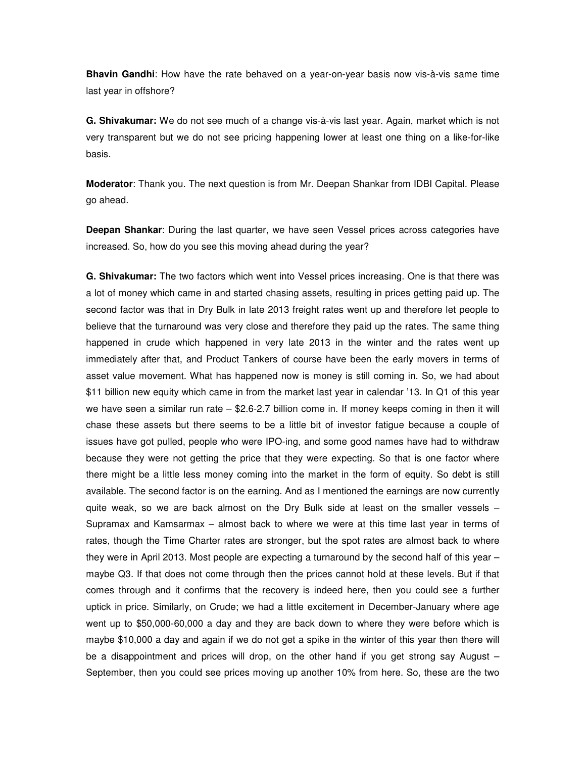**Bhavin Gandhi**: How have the rate behaved on a year-on-year basis now vis-à-vis same time last year in offshore?

**G. Shivakumar:** We do not see much of a change vis-à-vis last year. Again, market which is not very transparent but we do not see pricing happening lower at least one thing on a like-for-like basis.

**Moderator**: Thank you. The next question is from Mr. Deepan Shankar from IDBI Capital. Please go ahead.

**Deepan Shankar**: During the last quarter, we have seen Vessel prices across categories have increased. So, how do you see this moving ahead during the year?

**G. Shivakumar:** The two factors which went into Vessel prices increasing. One is that there was a lot of money which came in and started chasing assets, resulting in prices getting paid up. The second factor was that in Dry Bulk in late 2013 freight rates went up and therefore let people to believe that the turnaround was very close and therefore they paid up the rates. The same thing happened in crude which happened in very late 2013 in the winter and the rates went up immediately after that, and Product Tankers of course have been the early movers in terms of asset value movement. What has happened now is money is still coming in. So, we had about $11 billion new equity which came in from the market last year in calendar '13. In Q1 of this year we have seen a similar run rate – $2.6-2.7 billion come in. If money keeps coming in then it will chase these assets but there seems to be a little bit of investor fatigue because a couple of issues have got pulled, people who were IPO-ing, and some good names have had to withdraw because they were not getting the price that they were expecting. So that is one factor where there might be a little less money coming into the market in the form of equity. So debt is still available. The second factor is on the earning. And as I mentioned the earnings are now currently quite weak, so we are back almost on the Dry Bulk side at least on the smaller vessels – Supramax and Kamsarmax – almost back to where we were at this time last year in terms of rates, though the Time Charter rates are stronger, but the spot rates are almost back to where they were in April 2013. Most people are expecting a turnaround by the second half of this year – maybe Q3. If that does not come through then the prices cannot hold at these levels. But if that comes through and it confirms that the recovery is indeed here, then you could see a further uptick in price. Similarly, on Crude; we had a little excitement in December-January where age went up to $50,000-60,000 a day and they are back down to where they were before which is maybe $10,000 a day and again if we do not get a spike in the winter of this year then there will be a disappointment and prices will drop, on the other hand if you get strong say August – September, then you could see prices moving up another 10% from here. So, these are the two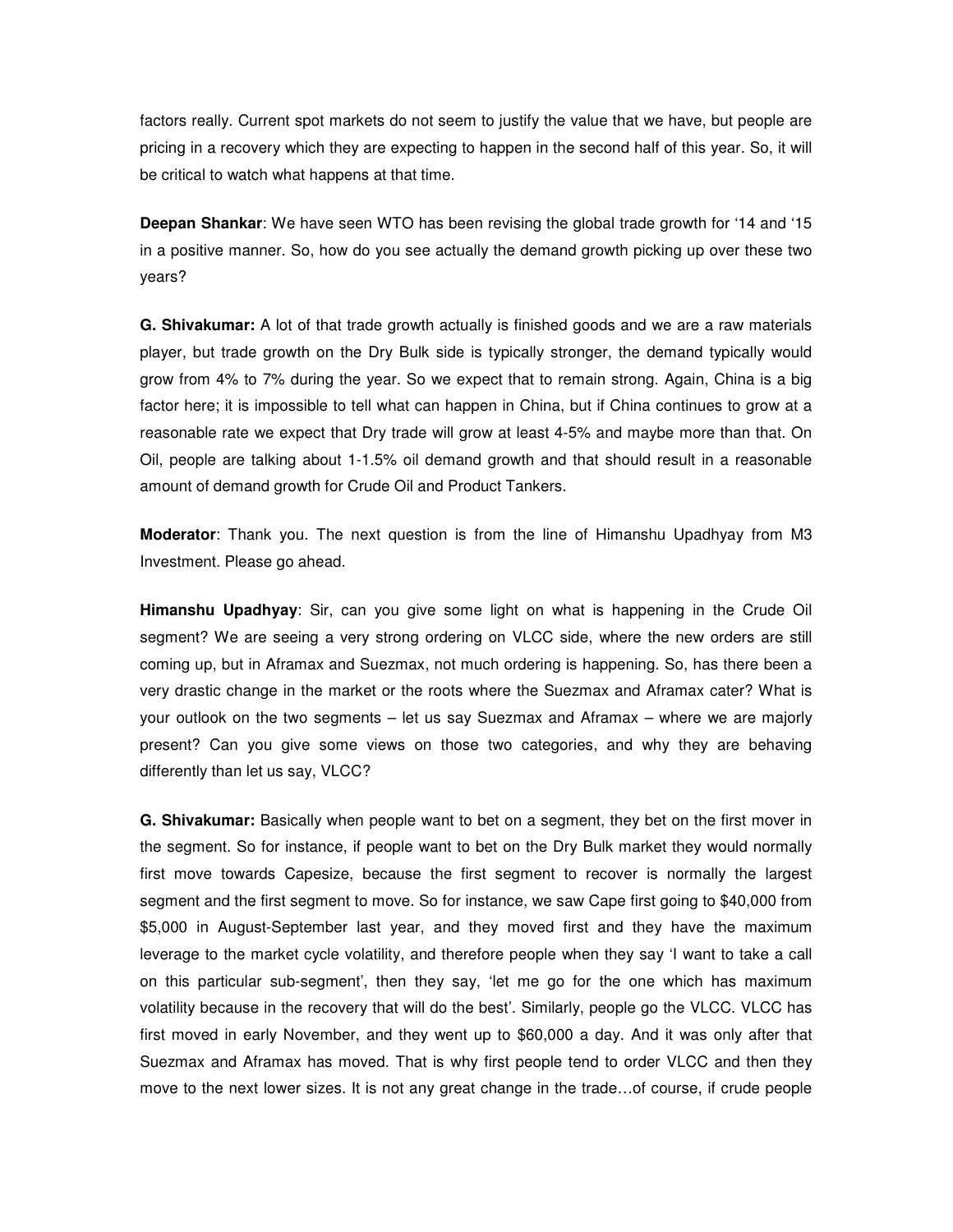factors really. Current spot markets do not seem to justify the value that we have, but people are pricing in a recovery which they are expecting to happen in the second half of this year. So, it will be critical to watch what happens at that time.

**Deepan Shankar**: We have seen WTO has been revising the global trade growth for '14 and '15 in a positive manner. So, how do you see actually the demand growth picking up over these two years?

**G. Shivakumar:** A lot of that trade growth actually is finished goods and we are a raw materials player, but trade growth on the Dry Bulk side is typically stronger, the demand typically would grow from 4% to 7% during the year. So we expect that to remain strong. Again, China is a big factor here; it is impossible to tell what can happen in China, but if China continues to grow at a reasonable rate we expect that Dry trade will grow at least 4-5% and maybe more than that. On Oil, people are talking about 1-1.5% oil demand growth and that should result in a reasonable amount of demand growth for Crude Oil and Product Tankers.

**Moderator**: Thank you. The next question is from the line of Himanshu Upadhyay from M3 Investment. Please go ahead.

**Himanshu Upadhyay**: Sir, can you give some light on what is happening in the Crude Oil segment? We are seeing a very strong ordering on VLCC side, where the new orders are still coming up, but in Aframax and Suezmax, not much ordering is happening. So, has there been a very drastic change in the market or the roots where the Suezmax and Aframax cater? What is your outlook on the two segments – let us say Suezmax and Aframax – where we are majorly present? Can you give some views on those two categories, and why they are behaving differently than let us say, VLCC?

**G. Shivakumar:** Basically when people want to bet on a segment, they bet on the first mover in the segment. So for instance, if people want to bet on the Dry Bulk market they would normally first move towards Capesize, because the first segment to recover is normally the largest segment and the first segment to move. So for instance, we saw Cape first going to $40,000 from $5,000 in August-September last year, and they moved first and they have the maximum leverage to the market cycle volatility, and therefore people when they say 'I want to take a call on this particular sub-segment', then they say, 'let me go for the one which has maximum volatility because in the recovery that will do the best'. Similarly, people go the VLCC. VLCC has first moved in early November, and they went up to $60,000 a day. And it was only after that Suezmax and Aframax has moved. That is why first people tend to order VLCC and then they move to the next lower sizes. It is not any great change in the trade…of course, if crude people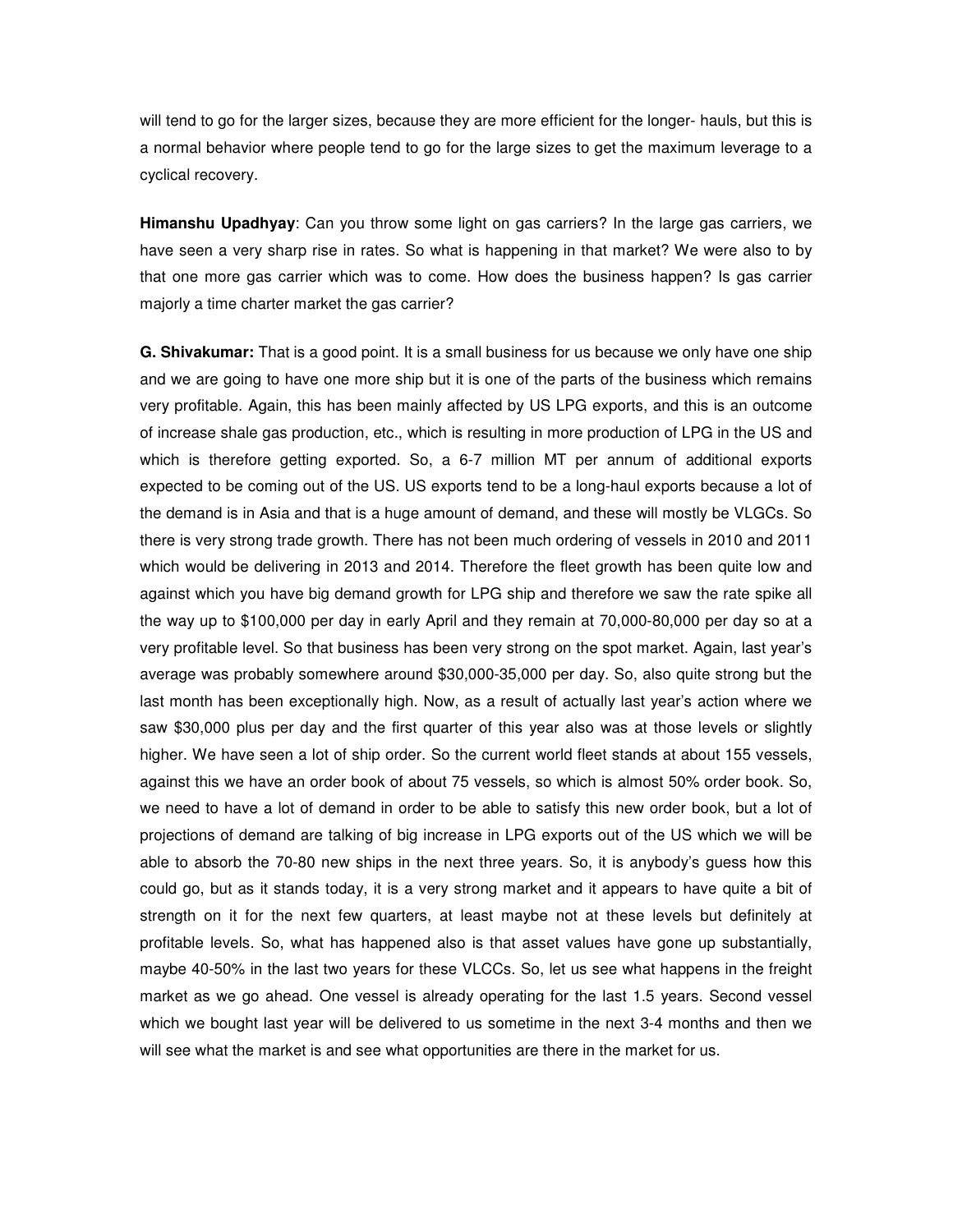will tend to go for the larger sizes, because they are more efficient for the longer- hauls, but this is a normal behavior where people tend to go for the large sizes to get the maximum leverage to a cyclical recovery.

**Himanshu Upadhyay**: Can you throw some light on gas carriers? In the large gas carriers, we have seen a very sharp rise in rates. So what is happening in that market? We were also to by that one more gas carrier which was to come. How does the business happen? Is gas carrier majorly a time charter market the gas carrier?

**G. Shivakumar:** That is a good point. It is a small business for us because we only have one ship and we are going to have one more ship but it is one of the parts of the business which remains very profitable. Again, this has been mainly affected by US LPG exports, and this is an outcome of increase shale gas production, etc., which is resulting in more production of LPG in the US and which is therefore getting exported. So, a 6-7 million MT per annum of additional exports expected to be coming out of the US. US exports tend to be a long-haul exports because a lot of the demand is in Asia and that is a huge amount of demand, and these will mostly be VLGCs. So there is very strong trade growth. There has not been much ordering of vessels in 2010 and 2011 which would be delivering in 2013 and 2014. Therefore the fleet growth has been quite low and against which you have big demand growth for LPG ship and therefore we saw the rate spike all the way up to $100,000 per day in early April and they remain at 70,000-80,000 per day so at a very profitable level. So that business has been very strong on the spot market. Again, last year's average was probably somewhere around $30,000-35,000 per day. So, also quite strong but the last month has been exceptionally high. Now, as a result of actually last year's action where we saw $30,000 plus per day and the first quarter of this year also was at those levels or slightly higher. We have seen a lot of ship order. So the current world fleet stands at about 155 vessels, against this we have an order book of about 75 vessels, so which is almost 50% order book. So, we need to have a lot of demand in order to be able to satisfy this new order book, but a lot of projections of demand are talking of big increase in LPG exports out of the US which we will be able to absorb the 70-80 new ships in the next three years. So, it is anybody's guess how this could go, but as it stands today, it is a very strong market and it appears to have quite a bit of strength on it for the next few quarters, at least maybe not at these levels but definitely at profitable levels. So, what has happened also is that asset values have gone up substantially, maybe 40-50% in the last two years for these VLCCs. So, let us see what happens in the freight market as we go ahead. One vessel is already operating for the last 1.5 years. Second vessel which we bought last year will be delivered to us sometime in the next 3-4 months and then we will see what the market is and see what opportunities are there in the market for us.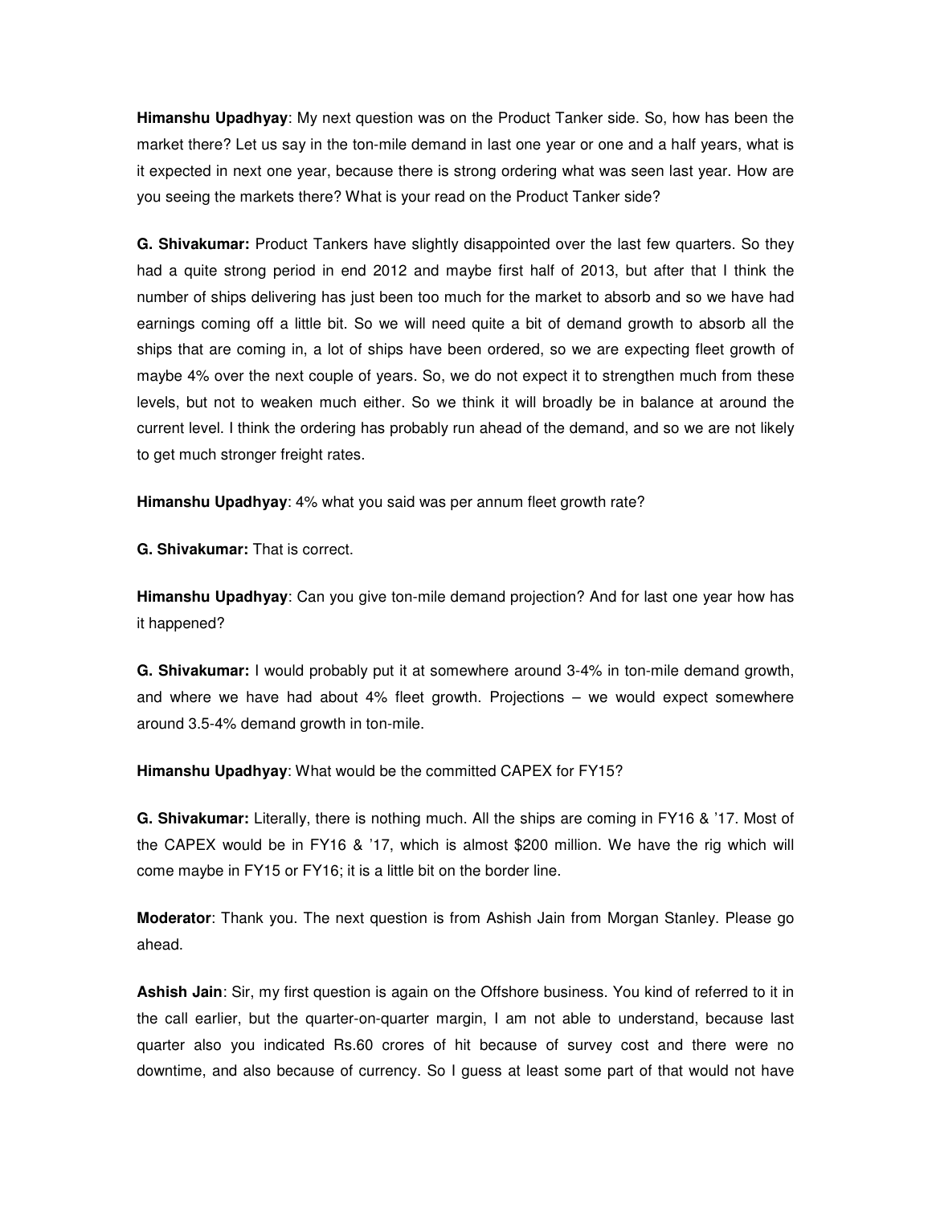**Himanshu Upadhyay**: My next question was on the Product Tanker side. So, how has been the market there? Let us say in the ton-mile demand in last one year or one and a half years, what is it expected in next one year, because there is strong ordering what was seen last year. How are you seeing the markets there? What is your read on the Product Tanker side?

**G. Shivakumar:** Product Tankers have slightly disappointed over the last few quarters. So they had a quite strong period in end 2012 and maybe first half of 2013, but after that I think the number of ships delivering has just been too much for the market to absorb and so we have had earnings coming off a little bit. So we will need quite a bit of demand growth to absorb all the ships that are coming in, a lot of ships have been ordered, so we are expecting fleet growth of maybe 4% over the next couple of years. So, we do not expect it to strengthen much from these levels, but not to weaken much either. So we think it will broadly be in balance at around the current level. I think the ordering has probably run ahead of the demand, and so we are not likely to get much stronger freight rates.

**Himanshu Upadhyay**: 4% what you said was per annum fleet growth rate?

**G. Shivakumar:** That is correct.

**Himanshu Upadhyay**: Can you give ton-mile demand projection? And for last one year how has it happened?

**G. Shivakumar:** I would probably put it at somewhere around 3-4% in ton-mile demand growth, and where we have had about 4% fleet growth. Projections – we would expect somewhere around 3.5-4% demand growth in ton-mile.

**Himanshu Upadhyay**: What would be the committed CAPEX for FY15?

**G. Shivakumar:** Literally, there is nothing much. All the ships are coming in FY16 & '17. Most of the CAPEX would be in FY16 & '17, which is almost $200 million. We have the rig which will come maybe in FY15 or FY16; it is a little bit on the border line.

**Moderator**: Thank you. The next question is from Ashish Jain from Morgan Stanley. Please go ahead.

**Ashish Jain**: Sir, my first question is again on the Offshore business. You kind of referred to it in the call earlier, but the quarter-on-quarter margin, I am not able to understand, because last quarter also you indicated Rs.60 crores of hit because of survey cost and there were no downtime, and also because of currency. So I guess at least some part of that would not have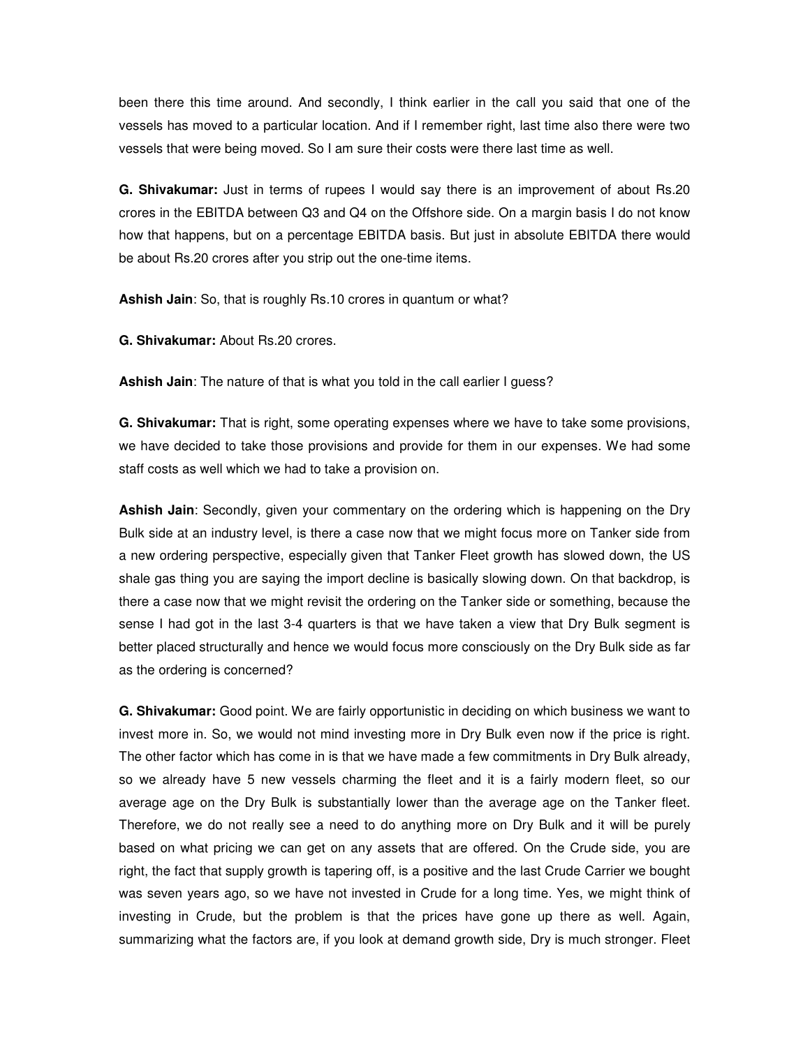been there this time around. And secondly, I think earlier in the call you said that one of the vessels has moved to a particular location. And if I remember right, last time also there were two vessels that were being moved. So I am sure their costs were there last time as well.

**G. Shivakumar:** Just in terms of rupees I would say there is an improvement of about Rs.20 crores in the EBITDA between Q3 and Q4 on the Offshore side. On a margin basis I do not know how that happens, but on a percentage EBITDA basis. But just in absolute EBITDA there would be about Rs.20 crores after you strip out the one-time items.

**Ashish Jain**: So, that is roughly Rs.10 crores in quantum or what?

**G. Shivakumar:** About Rs.20 crores.

**Ashish Jain**: The nature of that is what you told in the call earlier I guess?

**G. Shivakumar:** That is right, some operating expenses where we have to take some provisions, we have decided to take those provisions and provide for them in our expenses. We had some staff costs as well which we had to take a provision on.

**Ashish Jain**: Secondly, given your commentary on the ordering which is happening on the Dry Bulk side at an industry level, is there a case now that we might focus more on Tanker side from a new ordering perspective, especially given that Tanker Fleet growth has slowed down, the US shale gas thing you are saying the import decline is basically slowing down. On that backdrop, is there a case now that we might revisit the ordering on the Tanker side or something, because the sense I had got in the last 3-4 quarters is that we have taken a view that Dry Bulk segment is better placed structurally and hence we would focus more consciously on the Dry Bulk side as far as the ordering is concerned?

**G. Shivakumar:** Good point. We are fairly opportunistic in deciding on which business we want to invest more in. So, we would not mind investing more in Dry Bulk even now if the price is right. The other factor which has come in is that we have made a few commitments in Dry Bulk already, so we already have 5 new vessels charming the fleet and it is a fairly modern fleet, so our average age on the Dry Bulk is substantially lower than the average age on the Tanker fleet. Therefore, we do not really see a need to do anything more on Dry Bulk and it will be purely based on what pricing we can get on any assets that are offered. On the Crude side, you are right, the fact that supply growth is tapering off, is a positive and the last Crude Carrier we bought was seven years ago, so we have not invested in Crude for a long time. Yes, we might think of investing in Crude, but the problem is that the prices have gone up there as well. Again, summarizing what the factors are, if you look at demand growth side, Dry is much stronger. Fleet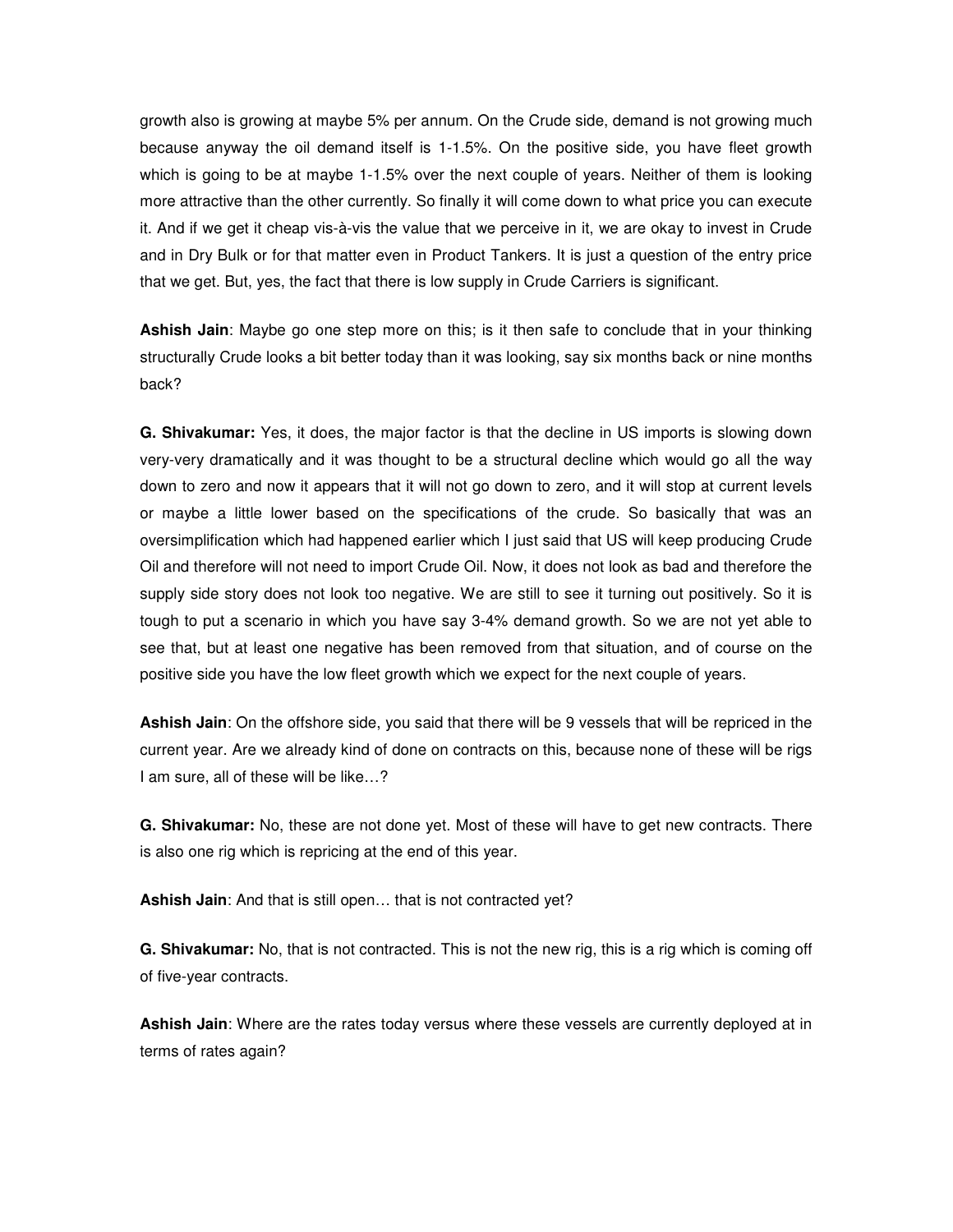growth also is growing at maybe 5% per annum. On the Crude side, demand is not growing much because anyway the oil demand itself is 1-1.5%. On the positive side, you have fleet growth which is going to be at maybe 1-1.5% over the next couple of years. Neither of them is looking more attractive than the other currently. So finally it will come down to what price you can execute it. And if we get it cheap vis-à-vis the value that we perceive in it, we are okay to invest in Crude and in Dry Bulk or for that matter even in Product Tankers. It is just a question of the entry price that we get. But, yes, the fact that there is low supply in Crude Carriers is significant.

**Ashish Jain**: Maybe go one step more on this; is it then safe to conclude that in your thinking structurally Crude looks a bit better today than it was looking, say six months back or nine months back?

**G. Shivakumar:** Yes, it does, the major factor is that the decline in US imports is slowing down very-very dramatically and it was thought to be a structural decline which would go all the way down to zero and now it appears that it will not go down to zero, and it will stop at current levels or maybe a little lower based on the specifications of the crude. So basically that was an oversimplification which had happened earlier which I just said that US will keep producing Crude Oil and therefore will not need to import Crude Oil. Now, it does not look as bad and therefore the supply side story does not look too negative. We are still to see it turning out positively. So it is tough to put a scenario in which you have say 3-4% demand growth. So we are not yet able to see that, but at least one negative has been removed from that situation, and of course on the positive side you have the low fleet growth which we expect for the next couple of years.

**Ashish Jain**: On the offshore side, you said that there will be 9 vessels that will be repriced in the current year. Are we already kind of done on contracts on this, because none of these will be rigs I am sure, all of these will be like…?

**G. Shivakumar:** No, these are not done yet. Most of these will have to get new contracts. There is also one rig which is repricing at the end of this year.

**Ashish Jain**: And that is still open… that is not contracted yet?

**G. Shivakumar:** No, that is not contracted. This is not the new rig, this is a rig which is coming off of five-year contracts.

**Ashish Jain**: Where are the rates today versus where these vessels are currently deployed at in terms of rates again?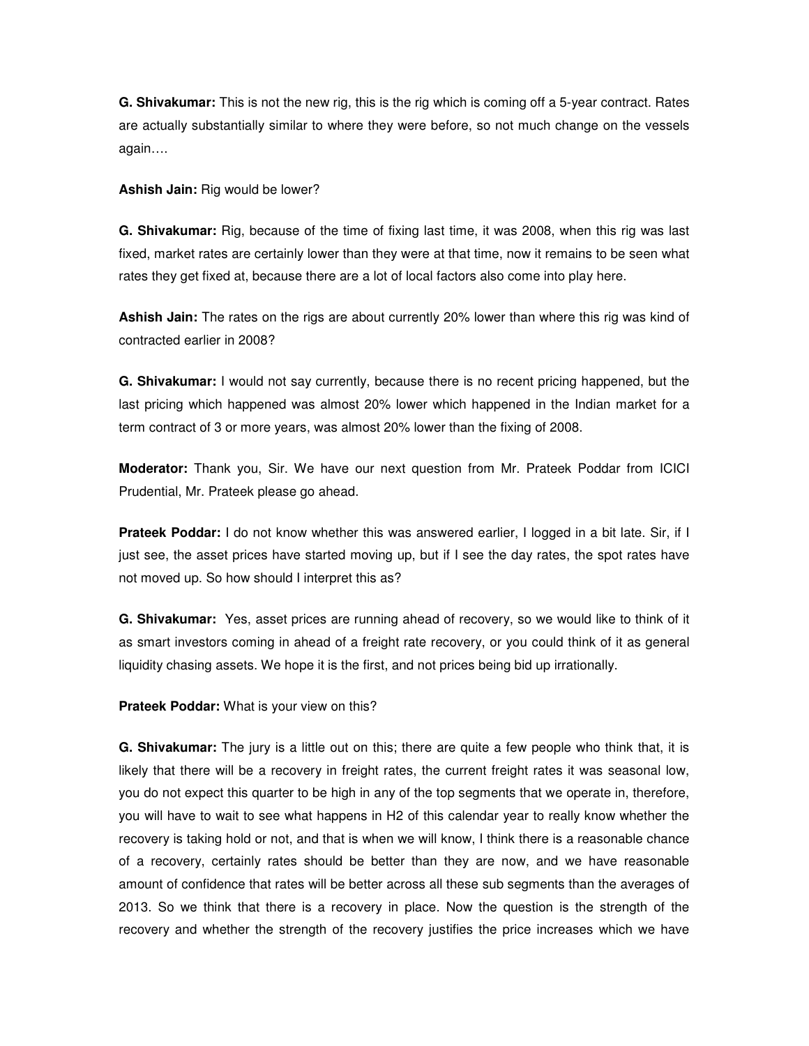**G. Shivakumar:** This is not the new rig, this is the rig which is coming off a 5-year contract. Rates are actually substantially similar to where they were before, so not much change on the vessels again….

**Ashish Jain:** Rig would be lower?

**G. Shivakumar:** Rig, because of the time of fixing last time, it was 2008, when this rig was last fixed, market rates are certainly lower than they were at that time, now it remains to be seen what rates they get fixed at, because there are a lot of local factors also come into play here.

**Ashish Jain:** The rates on the rigs are about currently 20% lower than where this rig was kind of contracted earlier in 2008?

**G. Shivakumar:** I would not say currently, because there is no recent pricing happened, but the last pricing which happened was almost 20% lower which happened in the Indian market for a term contract of 3 or more years, was almost 20% lower than the fixing of 2008.

**Moderator:** Thank you, Sir. We have our next question from Mr. Prateek Poddar from ICICI Prudential, Mr. Prateek please go ahead.

**Prateek Poddar:** I do not know whether this was answered earlier, I logged in a bit late. Sir, if I just see, the asset prices have started moving up, but if I see the day rates, the spot rates have not moved up. So how should I interpret this as?

**G. Shivakumar:** Yes, asset prices are running ahead of recovery, so we would like to think of it as smart investors coming in ahead of a freight rate recovery, or you could think of it as general liquidity chasing assets. We hope it is the first, and not prices being bid up irrationally.

**Prateek Poddar:** What is your view on this?

**G. Shivakumar:** The jury is a little out on this; there are quite a few people who think that, it is likely that there will be a recovery in freight rates, the current freight rates it was seasonal low, you do not expect this quarter to be high in any of the top segments that we operate in, therefore, you will have to wait to see what happens in H2 of this calendar year to really know whether the recovery is taking hold or not, and that is when we will know, I think there is a reasonable chance of a recovery, certainly rates should be better than they are now, and we have reasonable amount of confidence that rates will be better across all these sub segments than the averages of 2013. So we think that there is a recovery in place. Now the question is the strength of the recovery and whether the strength of the recovery justifies the price increases which we have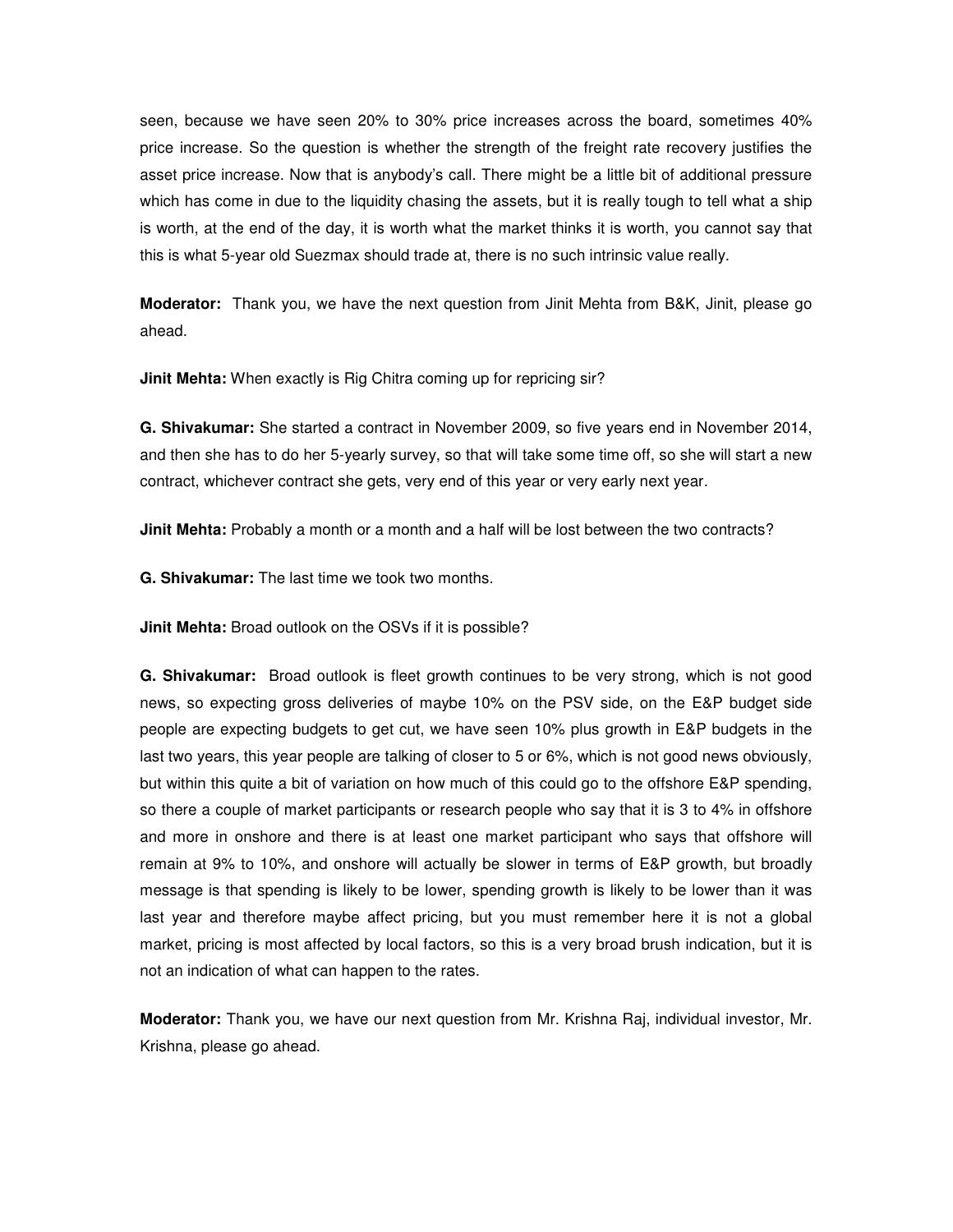seen, because we have seen 20% to 30% price increases across the board, sometimes 40% price increase. So the question is whether the strength of the freight rate recovery justifies the asset price increase. Now that is anybody's call. There might be a little bit of additional pressure which has come in due to the liquidity chasing the assets, but it is really tough to tell what a ship is worth, at the end of the day, it is worth what the market thinks it is worth, you cannot say that this is what 5-year old Suezmax should trade at, there is no such intrinsic value really.

**Moderator:** Thank you, we have the next question from Jinit Mehta from B&K, Jinit, please go ahead.

**Jinit Mehta:** When exactly is Rig Chitra coming up for repricing sir?

**G. Shivakumar:** She started a contract in November 2009, so five years end in November 2014, and then she has to do her 5-yearly survey, so that will take some time off, so she will start a new contract, whichever contract she gets, very end of this year or very early next year.

**Jinit Mehta:** Probably a month or a month and a half will be lost between the two contracts?

**G. Shivakumar:** The last time we took two months.

**Jinit Mehta:** Broad outlook on the OSVs if it is possible?

**G. Shivakumar:** Broad outlook is fleet growth continues to be very strong, which is not good news, so expecting gross deliveries of maybe 10% on the PSV side, on the E&P budget side people are expecting budgets to get cut, we have seen 10% plus growth in E&P budgets in the last two years, this year people are talking of closer to 5 or 6%, which is not good news obviously, but within this quite a bit of variation on how much of this could go to the offshore E&P spending, so there a couple of market participants or research people who say that it is 3 to 4% in offshore and more in onshore and there is at least one market participant who says that offshore will remain at 9% to 10%, and onshore will actually be slower in terms of E&P growth, but broadly message is that spending is likely to be lower, spending growth is likely to be lower than it was last year and therefore maybe affect pricing, but you must remember here it is not a global market, pricing is most affected by local factors, so this is a very broad brush indication, but it is not an indication of what can happen to the rates.

**Moderator:** Thank you, we have our next question from Mr. Krishna Raj, individual investor, Mr. Krishna, please go ahead.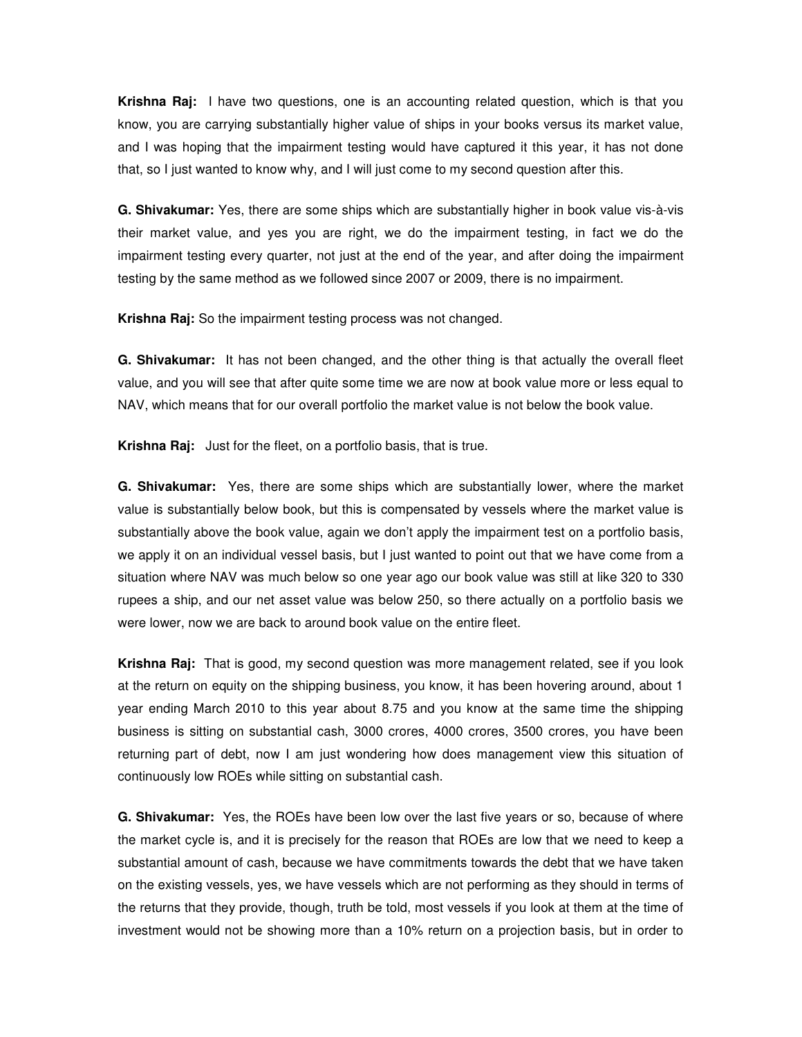**Krishna Raj:** I have two questions, one is an accounting related question, which is that you know, you are carrying substantially higher value of ships in your books versus its market value, and I was hoping that the impairment testing would have captured it this year, it has not done that, so I just wanted to know why, and I will just come to my second question after this.

**G. Shivakumar:** Yes, there are some ships which are substantially higher in book value vis-à-vis their market value, and yes you are right, we do the impairment testing, in fact we do the impairment testing every quarter, not just at the end of the year, and after doing the impairment testing by the same method as we followed since 2007 or 2009, there is no impairment.

**Krishna Raj:** So the impairment testing process was not changed.

**G. Shivakumar:** It has not been changed, and the other thing is that actually the overall fleet value, and you will see that after quite some time we are now at book value more or less equal to NAV, which means that for our overall portfolio the market value is not below the book value.

**Krishna Raj:** Just for the fleet, on a portfolio basis, that is true.

**G. Shivakumar:** Yes, there are some ships which are substantially lower, where the market value is substantially below book, but this is compensated by vessels where the market value is substantially above the book value, again we don't apply the impairment test on a portfolio basis, we apply it on an individual vessel basis, but I just wanted to point out that we have come from a situation where NAV was much below so one year ago our book value was still at like 320 to 330 rupees a ship, and our net asset value was below 250, so there actually on a portfolio basis we were lower, now we are back to around book value on the entire fleet.

**Krishna Raj:** That is good, my second question was more management related, see if you look at the return on equity on the shipping business, you know, it has been hovering around, about 1 year ending March 2010 to this year about 8.75 and you know at the same time the shipping business is sitting on substantial cash, 3000 crores, 4000 crores, 3500 crores, you have been returning part of debt, now I am just wondering how does management view this situation of continuously low ROEs while sitting on substantial cash.

**G. Shivakumar:** Yes, the ROEs have been low over the last five years or so, because of where the market cycle is, and it is precisely for the reason that ROEs are low that we need to keep a substantial amount of cash, because we have commitments towards the debt that we have taken on the existing vessels, yes, we have vessels which are not performing as they should in terms of the returns that they provide, though, truth be told, most vessels if you look at them at the time of investment would not be showing more than a 10% return on a projection basis, but in order to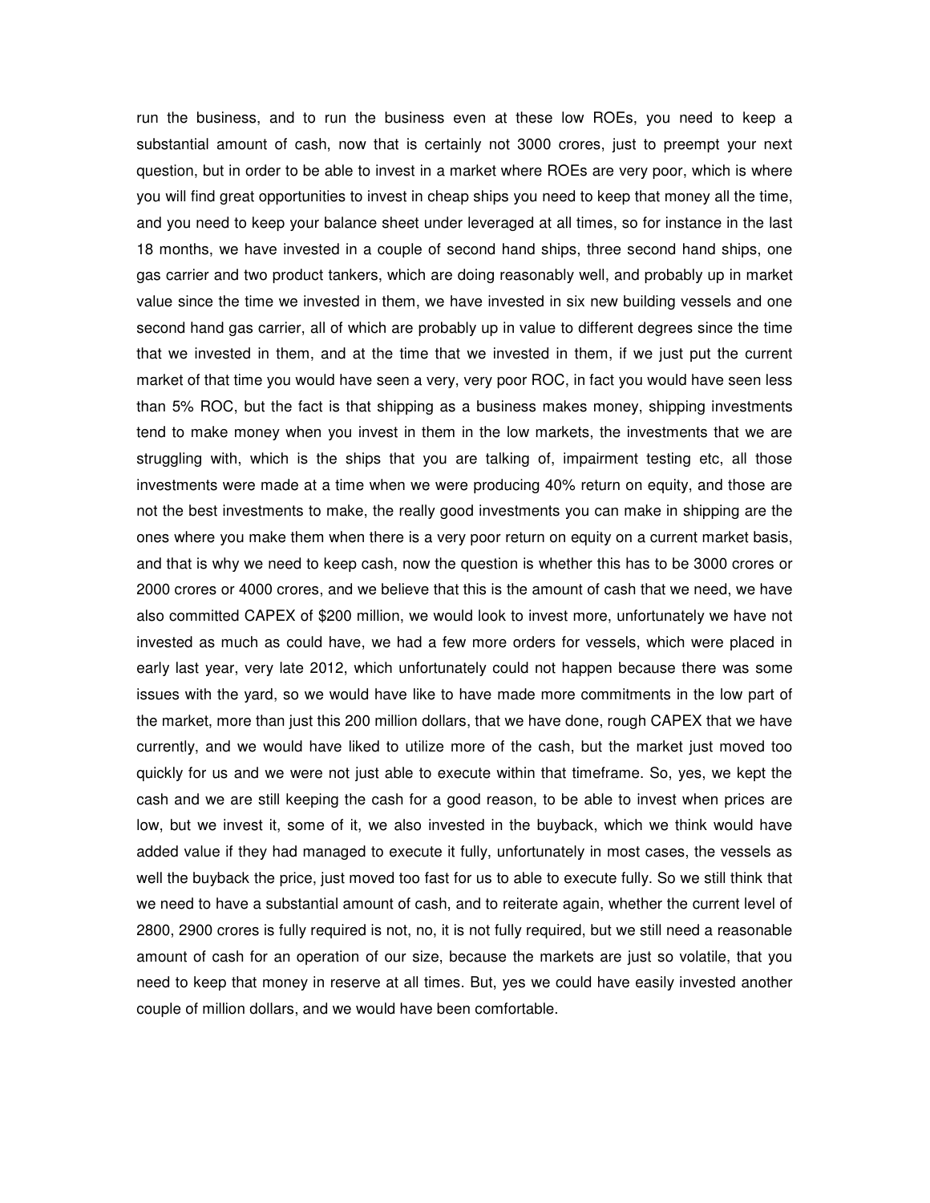run the business, and to run the business even at these low ROEs, you need to keep a substantial amount of cash, now that is certainly not 3000 crores, just to preempt your next question, but in order to be able to invest in a market where ROEs are very poor, which is where you will find great opportunities to invest in cheap ships you need to keep that money all the time, and you need to keep your balance sheet under leveraged at all times, so for instance in the last 18 months, we have invested in a couple of second hand ships, three second hand ships, one gas carrier and two product tankers, which are doing reasonably well, and probably up in market value since the time we invested in them, we have invested in six new building vessels and one second hand gas carrier, all of which are probably up in value to different degrees since the time that we invested in them, and at the time that we invested in them, if we just put the current market of that time you would have seen a very, very poor ROC, in fact you would have seen less than 5% ROC, but the fact is that shipping as a business makes money, shipping investments tend to make money when you invest in them in the low markets, the investments that we are struggling with, which is the ships that you are talking of, impairment testing etc, all those investments were made at a time when we were producing 40% return on equity, and those are not the best investments to make, the really good investments you can make in shipping are the ones where you make them when there is a very poor return on equity on a current market basis, and that is why we need to keep cash, now the question is whether this has to be 3000 crores or 2000 crores or 4000 crores, and we believe that this is the amount of cash that we need, we have also committed CAPEX of $200 million, we would look to invest more, unfortunately we have not invested as much as could have, we had a few more orders for vessels, which were placed in early last year, very late 2012, which unfortunately could not happen because there was some issues with the yard, so we would have like to have made more commitments in the low part of the market, more than just this 200 million dollars, that we have done, rough CAPEX that we have currently, and we would have liked to utilize more of the cash, but the market just moved too quickly for us and we were not just able to execute within that timeframe. So, yes, we kept the cash and we are still keeping the cash for a good reason, to be able to invest when prices are low, but we invest it, some of it, we also invested in the buyback, which we think would have added value if they had managed to execute it fully, unfortunately in most cases, the vessels as well the buyback the price, just moved too fast for us to able to execute fully. So we still think that we need to have a substantial amount of cash, and to reiterate again, whether the current level of 2800, 2900 crores is fully required is not, no, it is not fully required, but we still need a reasonable amount of cash for an operation of our size, because the markets are just so volatile, that you need to keep that money in reserve at all times. But, yes we could have easily invested another couple of million dollars, and we would have been comfortable.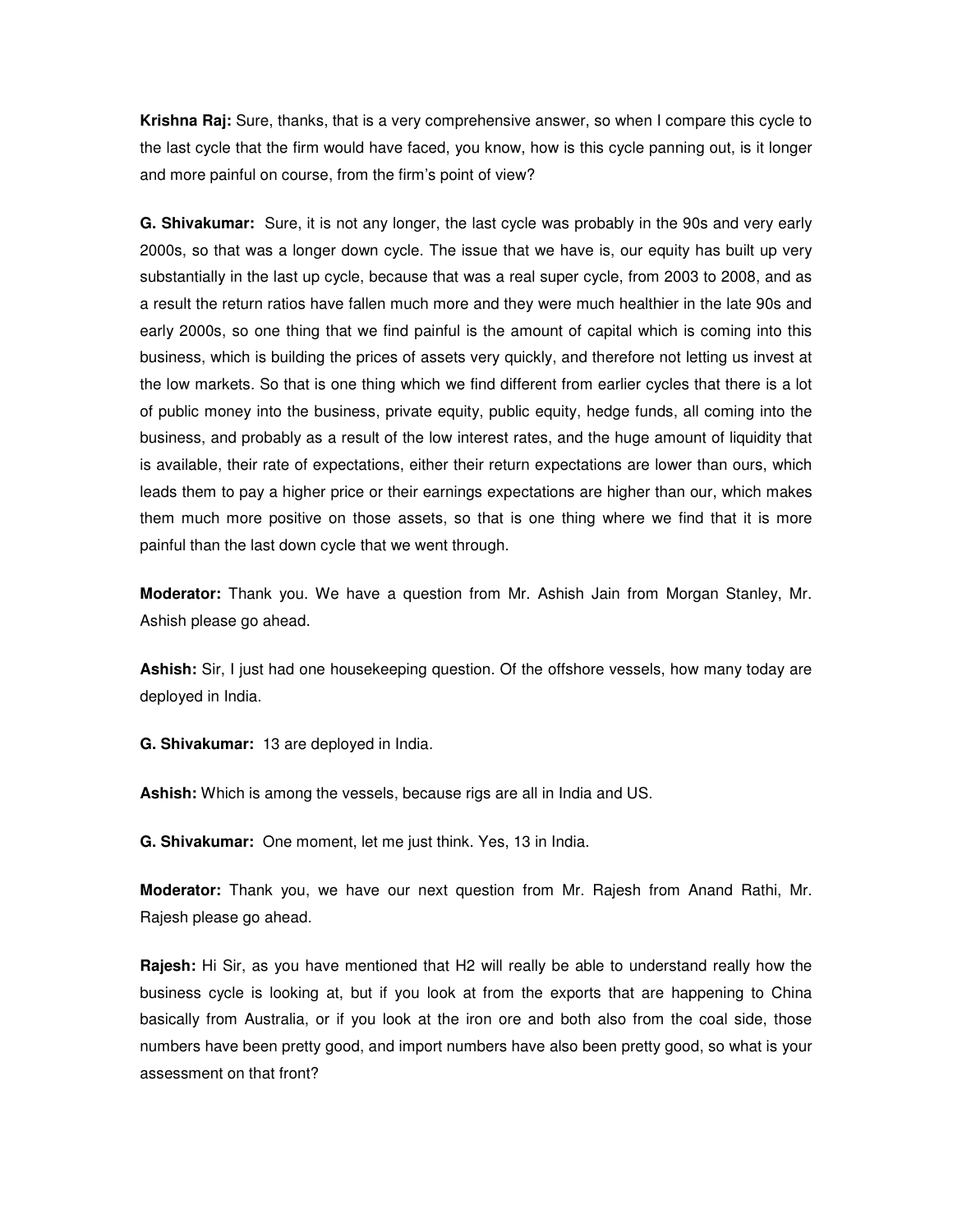**Krishna Raj:** Sure, thanks, that is a very comprehensive answer, so when I compare this cycle to the last cycle that the firm would have faced, you know, how is this cycle panning out, is it longer and more painful on course, from the firm's point of view?

**G. Shivakumar:** Sure, it is not any longer, the last cycle was probably in the 90s and very early 2000s, so that was a longer down cycle. The issue that we have is, our equity has built up very substantially in the last up cycle, because that was a real super cycle, from 2003 to 2008, and as a result the return ratios have fallen much more and they were much healthier in the late 90s and early 2000s, so one thing that we find painful is the amount of capital which is coming into this business, which is building the prices of assets very quickly, and therefore not letting us invest at the low markets. So that is one thing which we find different from earlier cycles that there is a lot of public money into the business, private equity, public equity, hedge funds, all coming into the business, and probably as a result of the low interest rates, and the huge amount of liquidity that is available, their rate of expectations, either their return expectations are lower than ours, which leads them to pay a higher price or their earnings expectations are higher than our, which makes them much more positive on those assets, so that is one thing where we find that it is more painful than the last down cycle that we went through.

**Moderator:** Thank you. We have a question from Mr. Ashish Jain from Morgan Stanley, Mr. Ashish please go ahead.

**Ashish:** Sir, I just had one housekeeping question. Of the offshore vessels, how many today are deployed in India.

**G. Shivakumar:** 13 are deployed in India.

**Ashish:** Which is among the vessels, because rigs are all in India and US.

**G. Shivakumar:** One moment, let me just think. Yes, 13 in India.

**Moderator:** Thank you, we have our next question from Mr. Rajesh from Anand Rathi, Mr. Rajesh please go ahead.

**Rajesh:** Hi Sir, as you have mentioned that H2 will really be able to understand really how the business cycle is looking at, but if you look at from the exports that are happening to China basically from Australia, or if you look at the iron ore and both also from the coal side, those numbers have been pretty good, and import numbers have also been pretty good, so what is your assessment on that front?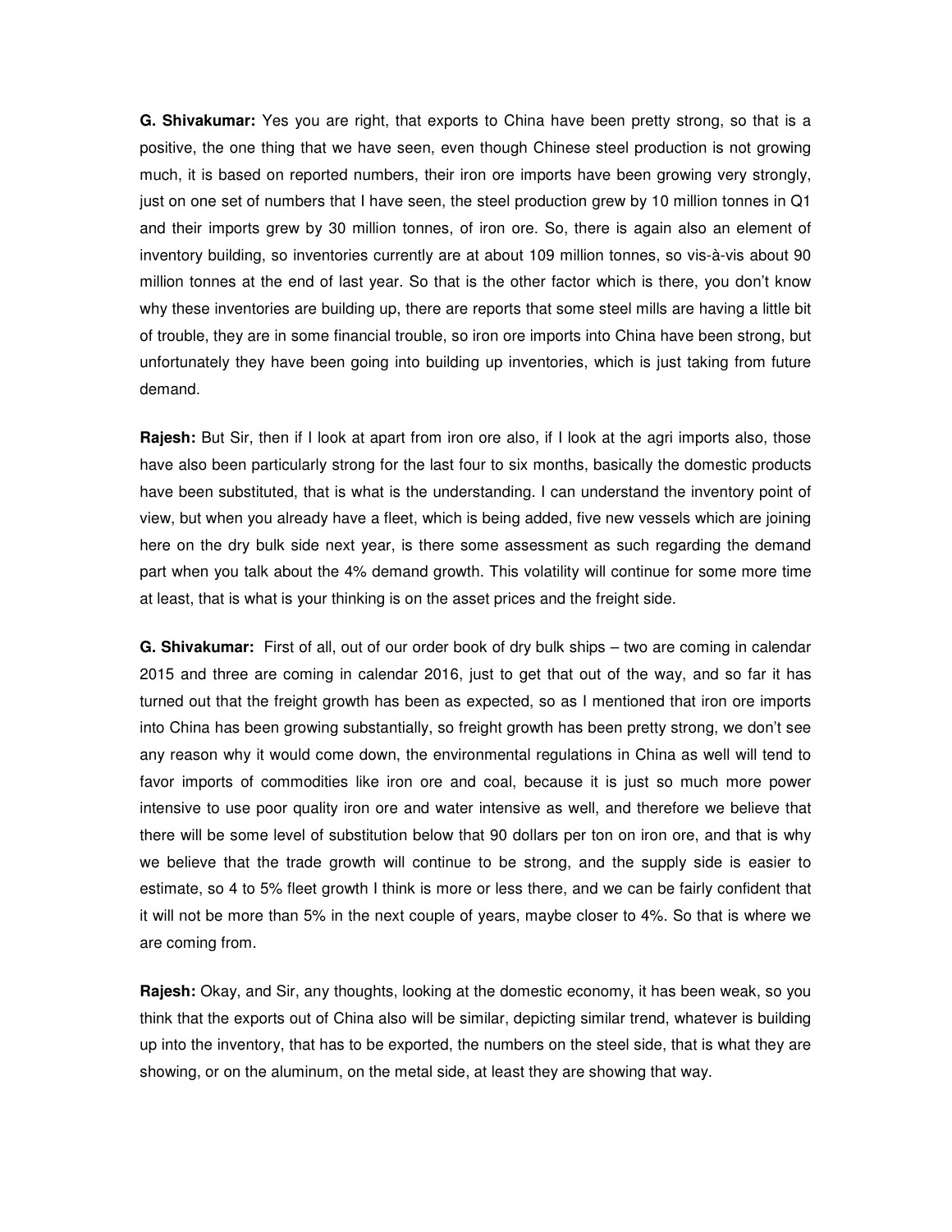**G. Shivakumar:** Yes you are right, that exports to China have been pretty strong, so that is a positive, the one thing that we have seen, even though Chinese steel production is not growing much, it is based on reported numbers, their iron ore imports have been growing very strongly, just on one set of numbers that I have seen, the steel production grew by 10 million tonnes in Q1 and their imports grew by 30 million tonnes, of iron ore. So, there is again also an element of inventory building, so inventories currently are at about 109 million tonnes, so vis-à-vis about 90 million tonnes at the end of last year. So that is the other factor which is there, you don't know why these inventories are building up, there are reports that some steel mills are having a little bit of trouble, they are in some financial trouble, so iron ore imports into China have been strong, but unfortunately they have been going into building up inventories, which is just taking from future demand.

**Rajesh:** But Sir, then if I look at apart from iron ore also, if I look at the agri imports also, those have also been particularly strong for the last four to six months, basically the domestic products have been substituted, that is what is the understanding. I can understand the inventory point of view, but when you already have a fleet, which is being added, five new vessels which are joining here on the dry bulk side next year, is there some assessment as such regarding the demand part when you talk about the 4% demand growth. This volatility will continue for some more time at least, that is what is your thinking is on the asset prices and the freight side.

**G. Shivakumar:** First of all, out of our order book of dry bulk ships – two are coming in calendar 2015 and three are coming in calendar 2016, just to get that out of the way, and so far it has turned out that the freight growth has been as expected, so as I mentioned that iron ore imports into China has been growing substantially, so freight growth has been pretty strong, we don't see any reason why it would come down, the environmental regulations in China as well will tend to favor imports of commodities like iron ore and coal, because it is just so much more power intensive to use poor quality iron ore and water intensive as well, and therefore we believe that there will be some level of substitution below that 90 dollars per ton on iron ore, and that is why we believe that the trade growth will continue to be strong, and the supply side is easier to estimate, so 4 to 5% fleet growth I think is more or less there, and we can be fairly confident that it will not be more than 5% in the next couple of years, maybe closer to 4%. So that is where we are coming from.

**Rajesh:** Okay, and Sir, any thoughts, looking at the domestic economy, it has been weak, so you think that the exports out of China also will be similar, depicting similar trend, whatever is building up into the inventory, that has to be exported, the numbers on the steel side, that is what they are showing, or on the aluminum, on the metal side, at least they are showing that way.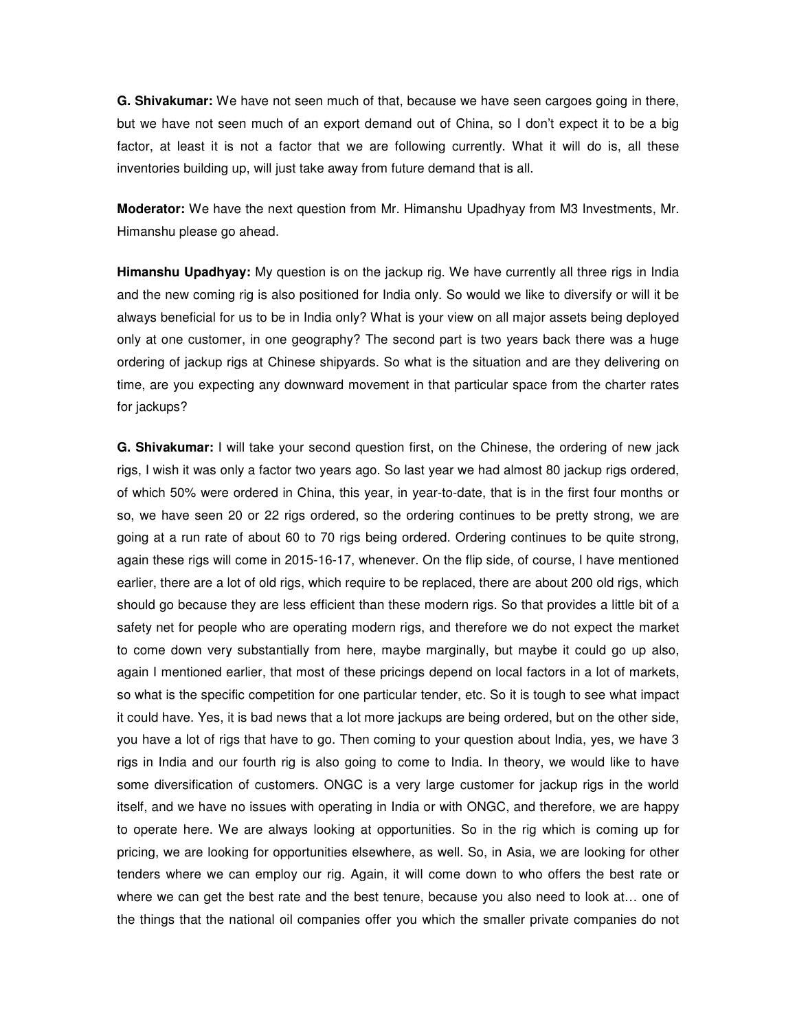**G. Shivakumar:** We have not seen much of that, because we have seen cargoes going in there, but we have not seen much of an export demand out of China, so I don't expect it to be a big factor, at least it is not a factor that we are following currently. What it will do is, all these inventories building up, will just take away from future demand that is all.

**Moderator:** We have the next question from Mr. Himanshu Upadhyay from M3 Investments, Mr. Himanshu please go ahead.

**Himanshu Upadhyay:** My question is on the jackup rig. We have currently all three rigs in India and the new coming rig is also positioned for India only. So would we like to diversify or will it be always beneficial for us to be in India only? What is your view on all major assets being deployed only at one customer, in one geography? The second part is two years back there was a huge ordering of jackup rigs at Chinese shipyards. So what is the situation and are they delivering on time, are you expecting any downward movement in that particular space from the charter rates for jackups?

**G. Shivakumar:** I will take your second question first, on the Chinese, the ordering of new jack rigs, I wish it was only a factor two years ago. So last year we had almost 80 jackup rigs ordered, of which 50% were ordered in China, this year, in year-to-date, that is in the first four months or so, we have seen 20 or 22 rigs ordered, so the ordering continues to be pretty strong, we are going at a run rate of about 60 to 70 rigs being ordered. Ordering continues to be quite strong, again these rigs will come in 2015-16-17, whenever. On the flip side, of course, I have mentioned earlier, there are a lot of old rigs, which require to be replaced, there are about 200 old rigs, which should go because they are less efficient than these modern rigs. So that provides a little bit of a safety net for people who are operating modern rigs, and therefore we do not expect the market to come down very substantially from here, maybe marginally, but maybe it could go up also, again I mentioned earlier, that most of these pricings depend on local factors in a lot of markets, so what is the specific competition for one particular tender, etc. So it is tough to see what impact it could have. Yes, it is bad news that a lot more jackups are being ordered, but on the other side, you have a lot of rigs that have to go. Then coming to your question about India, yes, we have 3 rigs in India and our fourth rig is also going to come to India. In theory, we would like to have some diversification of customers. ONGC is a very large customer for jackup rigs in the world itself, and we have no issues with operating in India or with ONGC, and therefore, we are happy to operate here. We are always looking at opportunities. So in the rig which is coming up for pricing, we are looking for opportunities elsewhere, as well. So, in Asia, we are looking for other tenders where we can employ our rig. Again, it will come down to who offers the best rate or where we can get the best rate and the best tenure, because you also need to look at… one of the things that the national oil companies offer you which the smaller private companies do not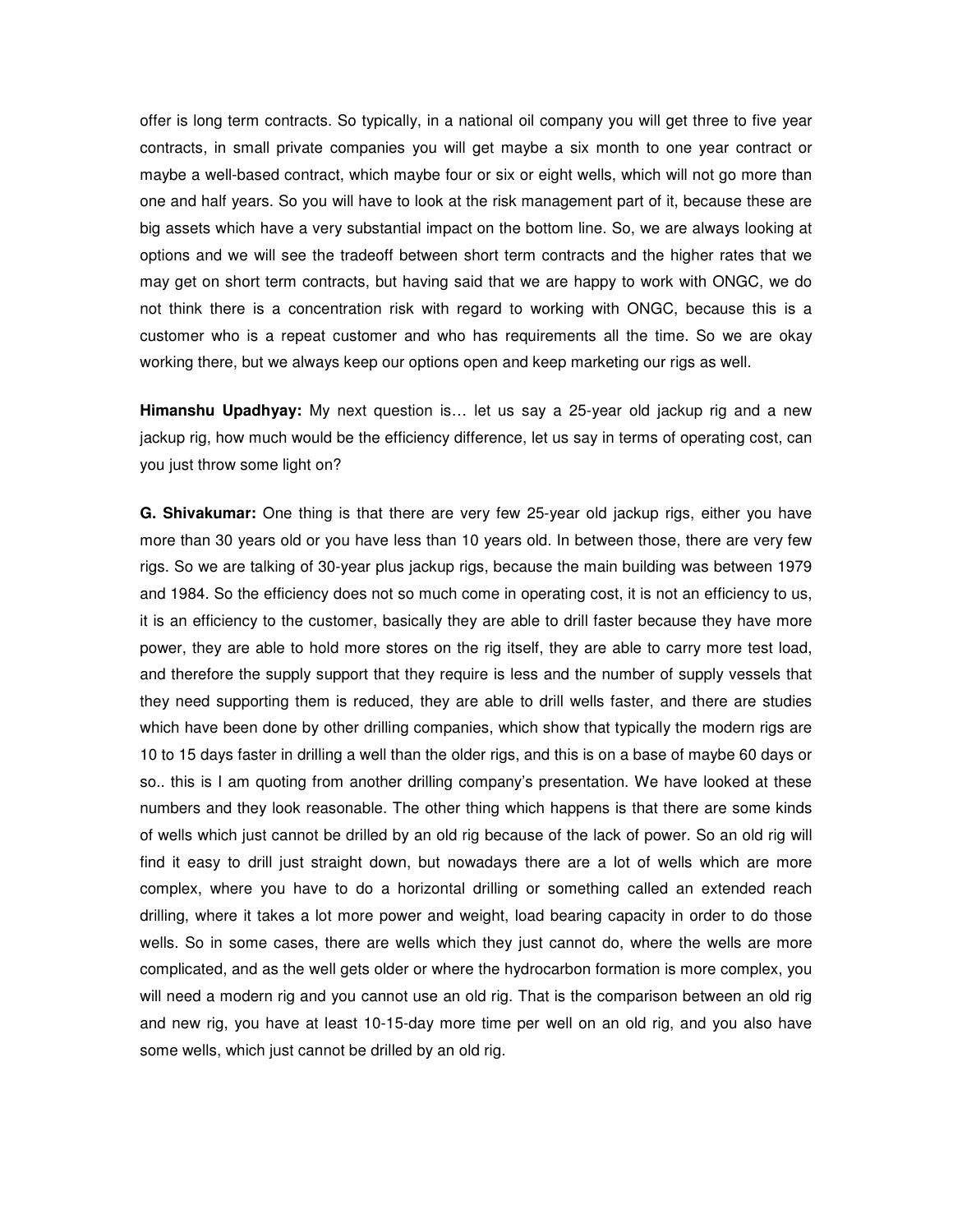offer is long term contracts. So typically, in a national oil company you will get three to five year contracts, in small private companies you will get maybe a six month to one year contract or maybe a well-based contract, which maybe four or six or eight wells, which will not go more than one and half years. So you will have to look at the risk management part of it, because these are big assets which have a very substantial impact on the bottom line. So, we are always looking at options and we will see the tradeoff between short term contracts and the higher rates that we may get on short term contracts, but having said that we are happy to work with ONGC, we do not think there is a concentration risk with regard to working with ONGC, because this is a customer who is a repeat customer and who has requirements all the time. So we are okay working there, but we always keep our options open and keep marketing our rigs as well.

**Himanshu Upadhyay:** My next question is… let us say a 25-year old jackup rig and a new jackup rig, how much would be the efficiency difference, let us say in terms of operating cost, can you just throw some light on?

**G. Shivakumar:** One thing is that there are very few 25-year old jackup rigs, either you have more than 30 years old or you have less than 10 years old. In between those, there are very few rigs. So we are talking of 30-year plus jackup rigs, because the main building was between 1979 and 1984. So the efficiency does not so much come in operating cost, it is not an efficiency to us, it is an efficiency to the customer, basically they are able to drill faster because they have more power, they are able to hold more stores on the rig itself, they are able to carry more test load, and therefore the supply support that they require is less and the number of supply vessels that they need supporting them is reduced, they are able to drill wells faster, and there are studies which have been done by other drilling companies, which show that typically the modern rigs are 10 to 15 days faster in drilling a well than the older rigs, and this is on a base of maybe 60 days or so.. this is I am quoting from another drilling company's presentation. We have looked at these numbers and they look reasonable. The other thing which happens is that there are some kinds of wells which just cannot be drilled by an old rig because of the lack of power. So an old rig will find it easy to drill just straight down, but nowadays there are a lot of wells which are more complex, where you have to do a horizontal drilling or something called an extended reach drilling, where it takes a lot more power and weight, load bearing capacity in order to do those wells. So in some cases, there are wells which they just cannot do, where the wells are more complicated, and as the well gets older or where the hydrocarbon formation is more complex, you will need a modern rig and you cannot use an old rig. That is the comparison between an old rig and new rig, you have at least 10-15-day more time per well on an old rig, and you also have some wells, which just cannot be drilled by an old rig.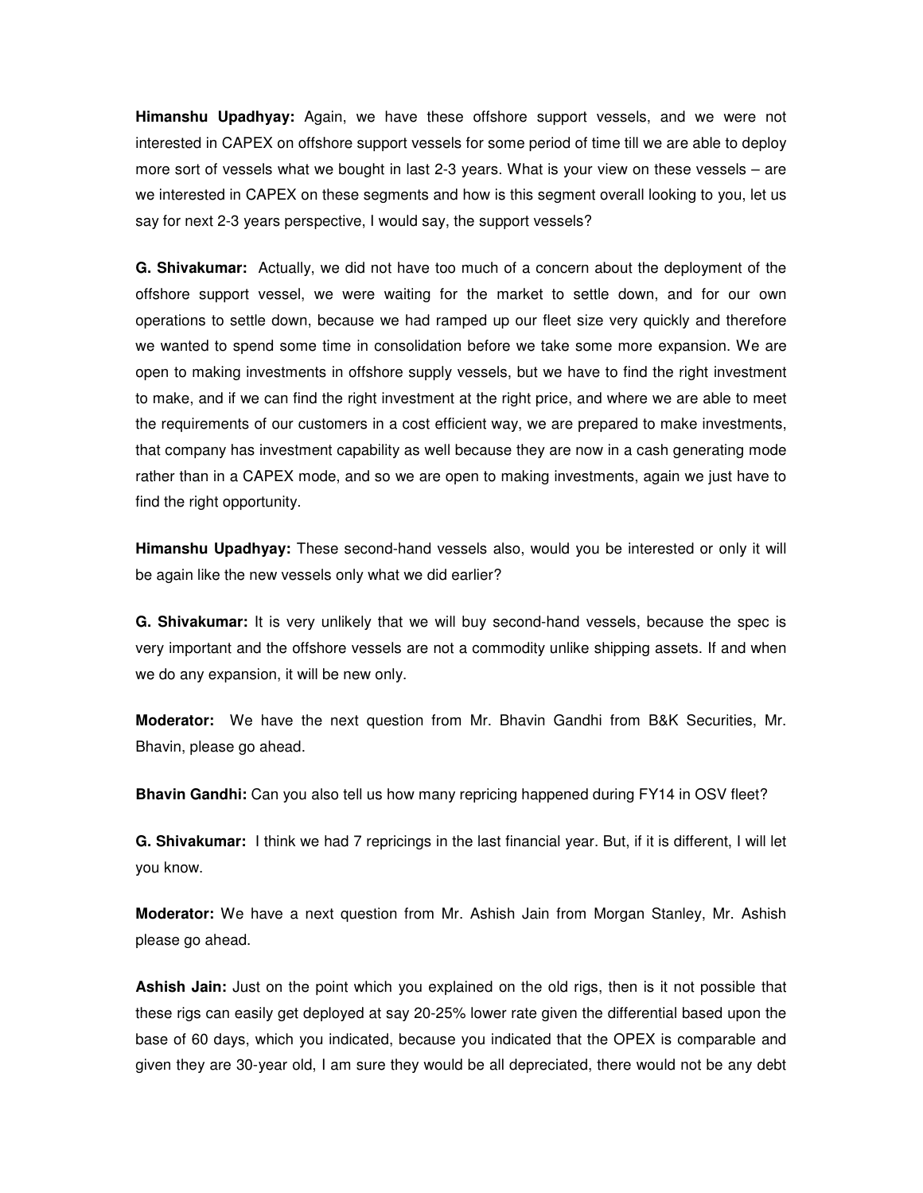**Himanshu Upadhyay:** Again, we have these offshore support vessels, and we were not interested in CAPEX on offshore support vessels for some period of time till we are able to deploy more sort of vessels what we bought in last 2-3 years. What is your view on these vessels – are we interested in CAPEX on these segments and how is this segment overall looking to you, let us say for next 2-3 years perspective, I would say, the support vessels?

**G. Shivakumar:** Actually, we did not have too much of a concern about the deployment of the offshore support vessel, we were waiting for the market to settle down, and for our own operations to settle down, because we had ramped up our fleet size very quickly and therefore we wanted to spend some time in consolidation before we take some more expansion. We are open to making investments in offshore supply vessels, but we have to find the right investment to make, and if we can find the right investment at the right price, and where we are able to meet the requirements of our customers in a cost efficient way, we are prepared to make investments, that company has investment capability as well because they are now in a cash generating mode rather than in a CAPEX mode, and so we are open to making investments, again we just have to find the right opportunity.

**Himanshu Upadhyay:** These second-hand vessels also, would you be interested or only it will be again like the new vessels only what we did earlier?

**G. Shivakumar:** It is very unlikely that we will buy second-hand vessels, because the spec is very important and the offshore vessels are not a commodity unlike shipping assets. If and when we do any expansion, it will be new only.

**Moderator:** We have the next question from Mr. Bhavin Gandhi from B&K Securities, Mr. Bhavin, please go ahead.

**Bhavin Gandhi:** Can you also tell us how many repricing happened during FY14 in OSV fleet?

**G. Shivakumar:** I think we had 7 repricings in the last financial year. But, if it is different, I will let you know.

**Moderator:** We have a next question from Mr. Ashish Jain from Morgan Stanley, Mr. Ashish please go ahead.

**Ashish Jain:** Just on the point which you explained on the old rigs, then is it not possible that these rigs can easily get deployed at say 20-25% lower rate given the differential based upon the base of 60 days, which you indicated, because you indicated that the OPEX is comparable and given they are 30-year old, I am sure they would be all depreciated, there would not be any debt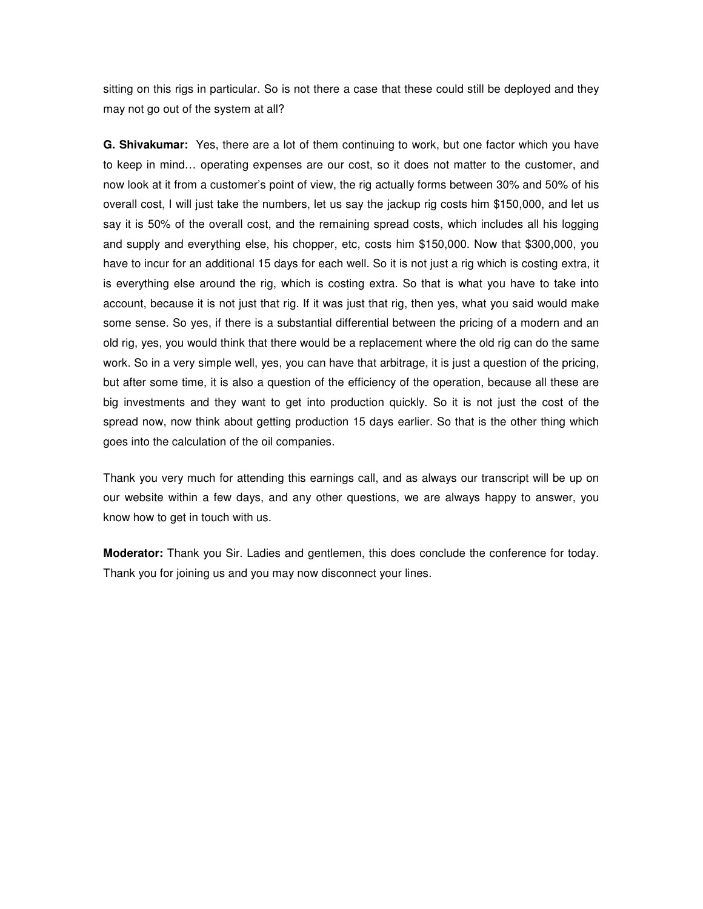sitting on this rigs in particular. So is not there a case that these could still be deployed and they may not go out of the system at all?

**G. Shivakumar:** Yes, there are a lot of them continuing to work, but one factor which you have to keep in mind… operating expenses are our cost, so it does not matter to the customer, and now look at it from a customer's point of view, the rig actually forms between 30% and 50% of his overall cost, I will just take the numbers, let us say the jackup rig costs him $150,000, and let us say it is 50% of the overall cost, and the remaining spread costs, which includes all his logging and supply and everything else, his chopper, etc, costs him $150,000. Now that $300,000, you have to incur for an additional 15 days for each well. So it is not just a rig which is costing extra, it is everything else around the rig, which is costing extra. So that is what you have to take into account, because it is not just that rig. If it was just that rig, then yes, what you said would make some sense. So yes, if there is a substantial differential between the pricing of a modern and an old rig, yes, you would think that there would be a replacement where the old rig can do the same work. So in a very simple well, yes, you can have that arbitrage, it is just a question of the pricing, but after some time, it is also a question of the efficiency of the operation, because all these are big investments and they want to get into production quickly. So it is not just the cost of the spread now, now think about getting production 15 days earlier. So that is the other thing which goes into the calculation of the oil companies.

Thank you very much for attending this earnings call, and as always our transcript will be up on our website within a few days, and any other questions, we are always happy to answer, you know how to get in touch with us.

**Moderator:** Thank you Sir. Ladies and gentlemen, this does conclude the conference for today. Thank you for joining us and you may now disconnect your lines.